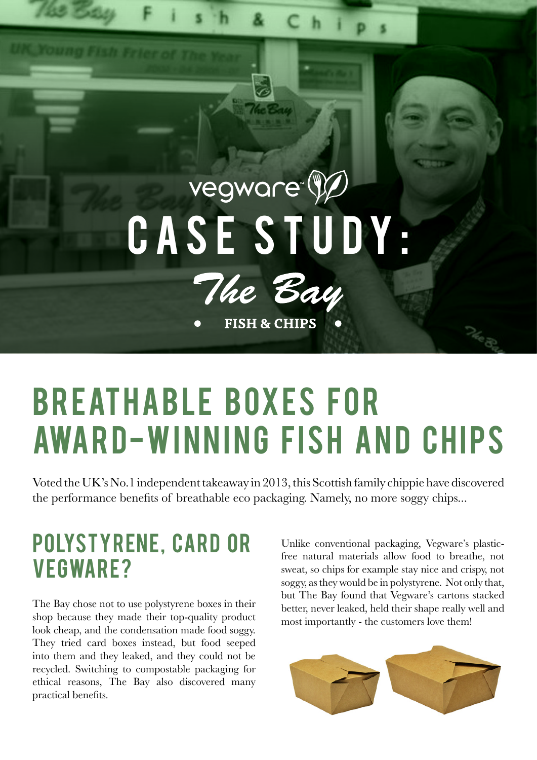vegware™

# CASE STUDY:

*The Bay*

• FISH & CHIPS •

# BREATHABLE BOXES FOR AWARD-WINNING FISH AND CHIPS

Voted the UK's No.1 independent takeaway in 2013, this Scottish family chippie have discovered the performance benefits of breathable eco packaging. Namely, no more soggy chips...

## POLYSTYRENE, CARD OR VEGWARE?

The Bay chose not to use polystyrene boxes in their shop because they made their top-quality product look cheap, and the condensation made food soggy. They tried card boxes instead, but food seeped into them and they leaked, and they could not be recycled. Switching to compostable packaging for ethical reasons, The Bay also discovered many practical benefits.

Unlike conventional packaging, Vegware's plastic-free natural materials allow food to breathe, not sweat, so chips for example stay nice and crispy, not soggy, as they would be in polystyrene. Not only that, but The Bay found that Vegware's cartons stacked better, never leaked, held their shape really well and most importantly - the customers love them!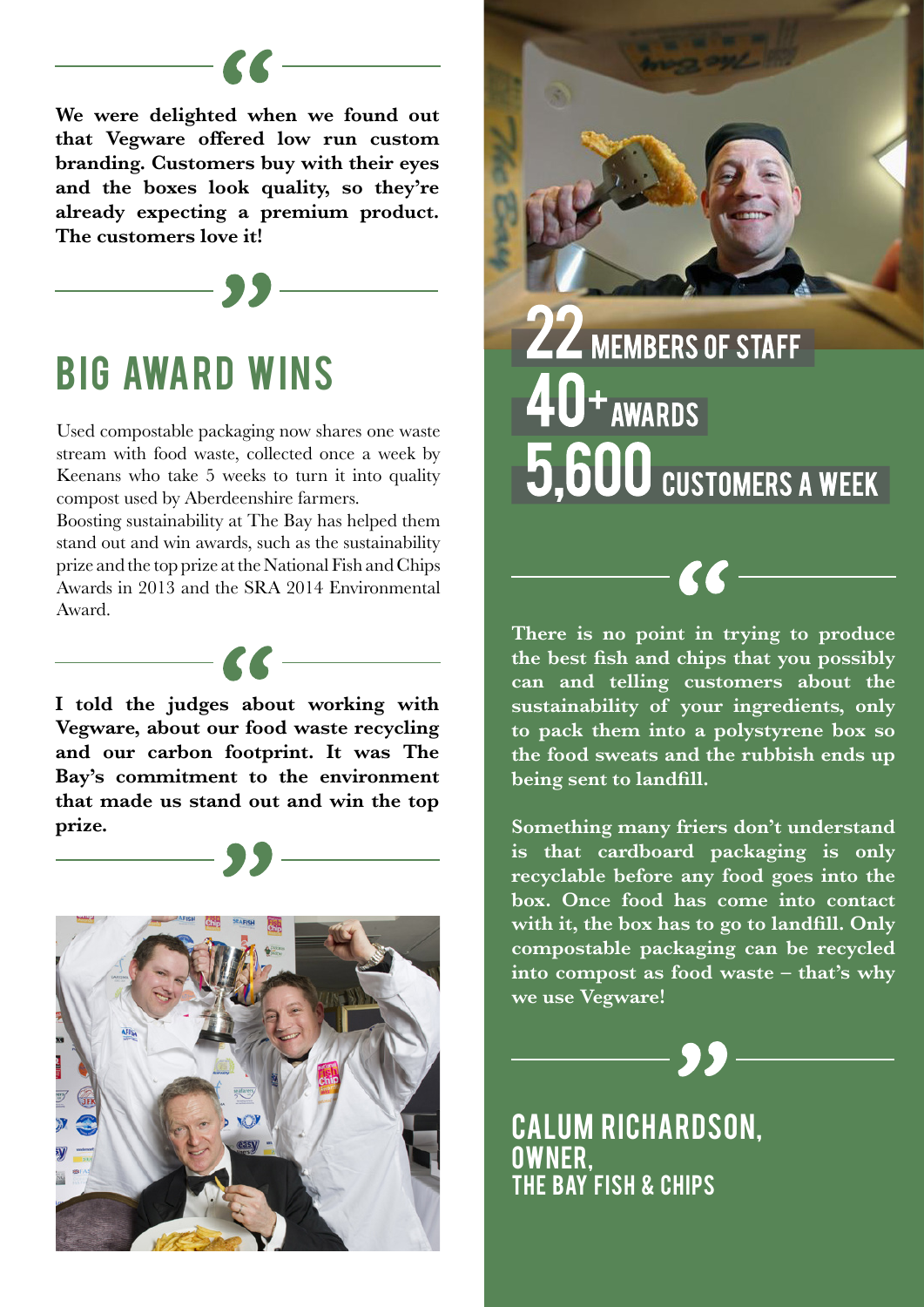> We were delighted when we found out that Vegware offered low run custom branding. Customers buy with their eyes and the boxes look quality, so they're already expecting a premium product. The customers love it!

## BIG AWARD WINS

Used compostable packaging now shares one waste stream with food waste, collected once a week by Keenans who take 5 weeks to turn it into quality compost used by Aberdeenshire farmers.

Boosting sustainability at The Bay has helped them stand out and win awards, such as the sustainability prize and the top prize at the National Fish and Chips Awards in 2013 and the SRA 2014 Environmental Award.

> I told the judges about working with Vegware, about our food waste recycling and our carbon footprint. It was The Bay's commitment to the environment that made us stand out and win the top prize.

**22** MEMBERS OF STAFF

**40+** AWARDS

**5,600** CUSTOMERS A WEEK

> There is no point in trying to produce the best fish and chips that you possibly can and telling customers about the sustainability of your ingredients, only to pack them into a polystyrene box so the food sweats and the rubbish ends up being sent to landfill.
>
> Something many friers don't understand is that cardboard packaging is only recyclable before any food goes into the box. Once food has come into contact with it, the box has to go to landfill. Only compostable packaging can be recycled into compost as food waste – that's why we use Vegware!

**CALUM RICHARDSON, OWNER,**
**THE BAY FISH & CHIPS**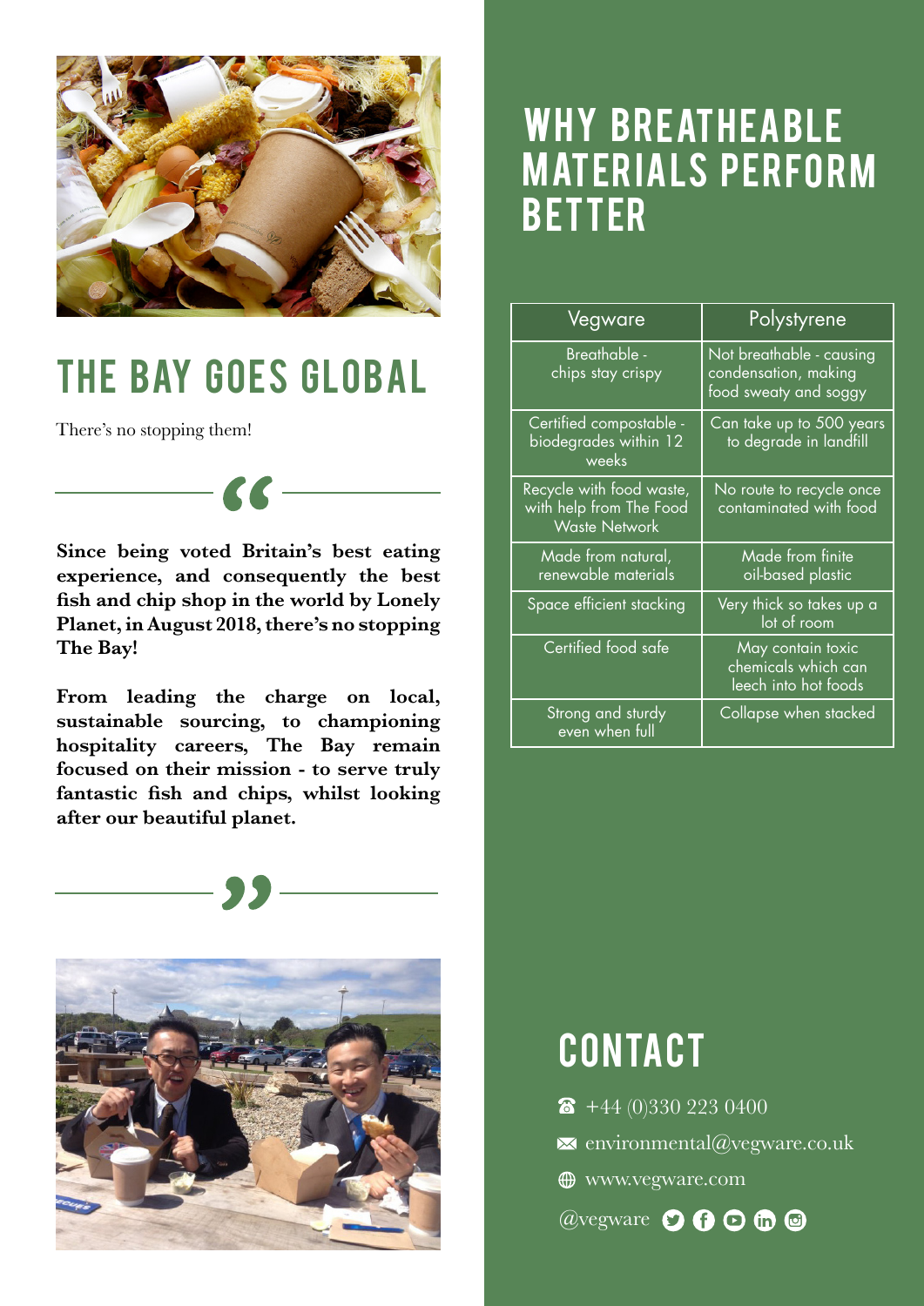# THE BAY GOES GLOBAL

There's no stopping them!

**Since being voted Britain's best eating experience, and consequently the best fish and chip shop in the world by Lonely Planet, in August 2018, there's no stopping The Bay!**

**From leading the charge on local, sustainable sourcing, to championing hospitality careers, The Bay remain focused on their mission - to serve truly fantastic fish and chips, whilst looking after our beautiful planet.**

# WHY BREATHEABLE MATERIALS PERFORM BETTER

| Vegware | Polystyrene |
|---|---|
| Breathable - chips stay crispy | Not breathable - causing condensation, making food sweaty and soggy |
| Certified compostable - biodegrades within 12 weeks | Can take up to 500 years to degrade in landfill |
| Recycle with food waste, with help from The Food Waste Network | No route to recycle once contaminated with food |
| Made from natural, renewable materials | Made from finite oil-based plastic |
| Space efficient stacking | Very thick so takes up a lot of room |
| Certified food safe | May contain toxic chemicals which can leech into hot foods |
| Strong and sturdy even when full | Collapse when stacked |

# CONTACT

☎ +44 (0)330 223 0400

✉ environmental@vegware.co.uk

www.vegware.com

@vegware